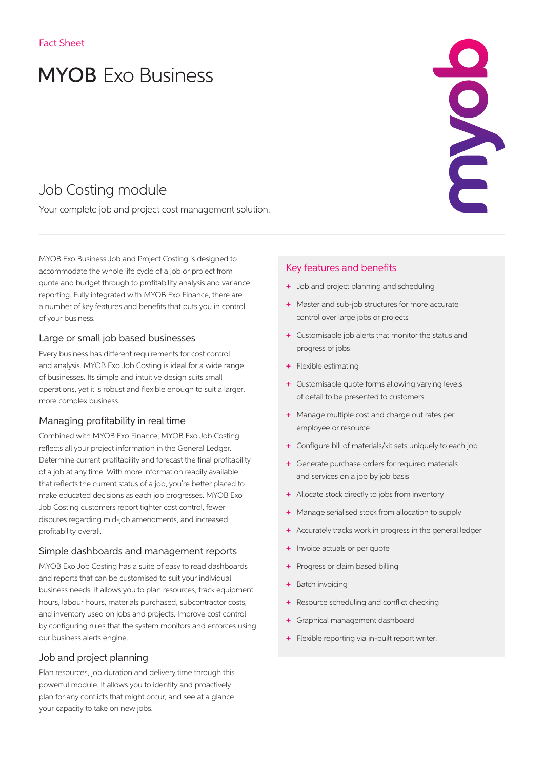Fact Sheet

# MYOB Exo Business

## Job Costing module

Your complete job and project cost management solution.

MYOB Exo Business Job and Project Costing is designed to accommodate the whole life cycle of a job or project from quote and budget through to profitability analysis and variance reporting. Fully integrated with MYOB Exo Finance, there are a number of key features and benefits that puts you in control of your business.

### Large or small job based businesses

Every business has different requirements for cost control and analysis. MYOB Exo Job Costing is ideal for a wide range of businesses. Its simple and intuitive design suits small operations, yet it is robust and flexible enough to suit a larger, more complex business.

### Managing profitability in real time

Combined with MYOB Exo Finance, MYOB Exo Job Costing reflects all your project information in the General Ledger. Determine current profitability and forecast the final profitability of a job at any time. With more information readily available that reflects the current status of a job, you're better placed to make educated decisions as each job progresses. MYOB Exo Job Costing customers report tighter cost control, fewer disputes regarding mid-job amendments, and increased profitability overall.

### Simple dashboards and management reports

MYOB Exo Job Costing has a suite of easy to read dashboards and reports that can be customised to suit your individual business needs. It allows you to plan resources, track equipment hours, labour hours, materials purchased, subcontractor costs, and inventory used on jobs and projects. Improve cost control by configuring rules that the system monitors and enforces using our business alerts engine.

### Job and project planning

Plan resources, job duration and delivery time through this powerful module. It allows you to identify and proactively plan for any conflicts that might occur, and see at a glance your capacity to take on new jobs.

### Key features and benefits

+ Job and project planning and scheduling
+ Master and sub-job structures for more accurate control over large jobs or projects
+ Customisable job alerts that monitor the status and progress of jobs
+ Flexible estimating
+ Customisable quote forms allowing varying levels of detail to be presented to customers
+ Manage multiple cost and charge out rates per employee or resource
+ Configure bill of materials/kit sets uniquely to each job
+ Generate purchase orders for required materials and services on a job by job basis
+ Allocate stock directly to jobs from inventory
+ Manage serialised stock from allocation to supply
+ Accurately tracks work in progress in the general ledger
+ Invoice actuals or per quote
+ Progress or claim based billing
+ Batch invoicing
+ Resource scheduling and conflict checking
+ Graphical management dashboard
+ Flexible reporting via in-built report writer.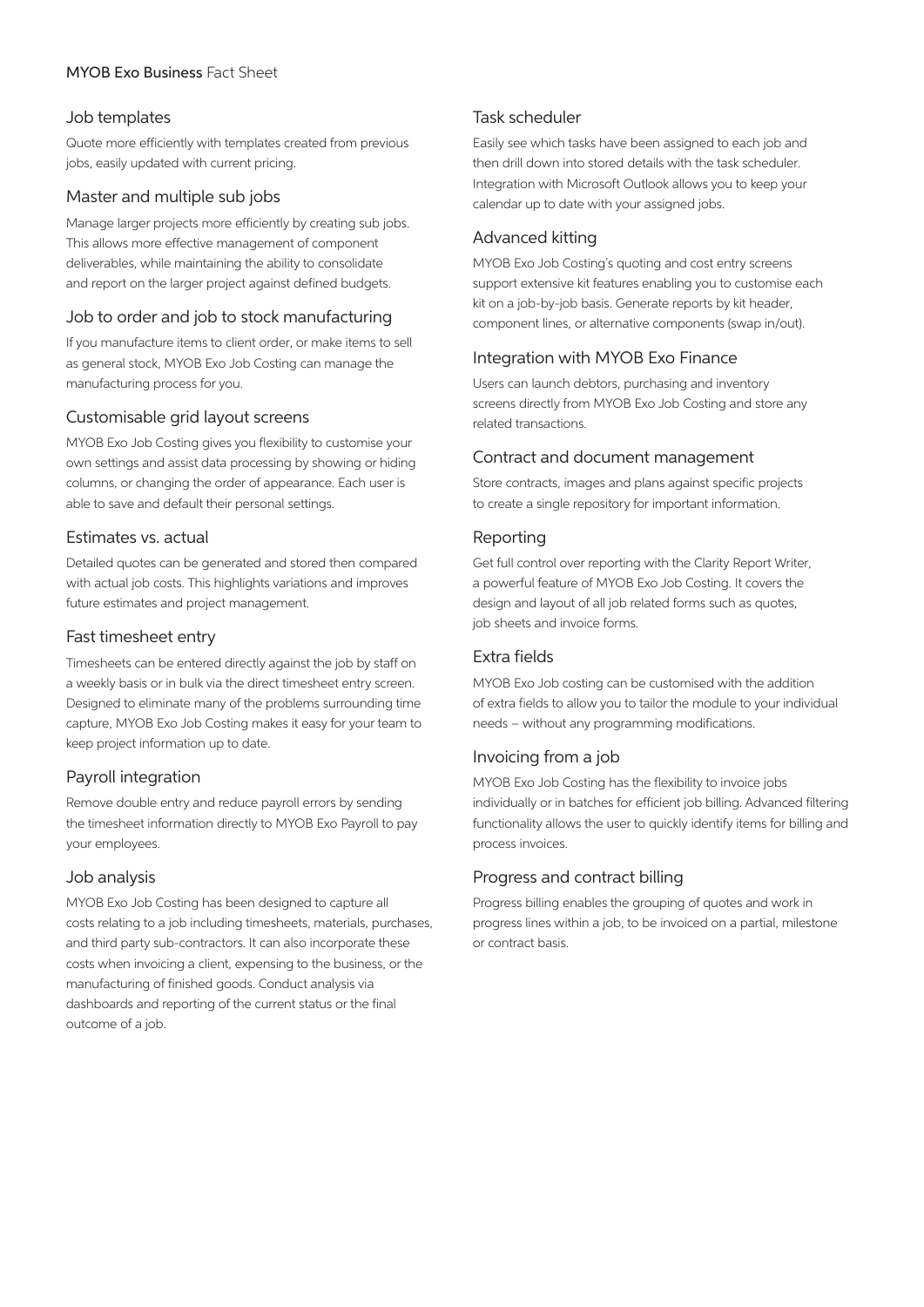## Job templates

Quote more efficiently with templates created from previous jobs, easily updated with current pricing.

## Master and multiple sub jobs

Manage larger projects more efficiently by creating sub jobs. This allows more effective management of component deliverables, while maintaining the ability to consolidate and report on the larger project against defined budgets.

## Job to order and job to stock manufacturing

If you manufacture items to client order, or make items to sell as general stock, MYOB Exo Job Costing can manage the manufacturing process for you.

## Customisable grid layout screens

MYOB Exo Job Costing gives you flexibility to customise your own settings and assist data processing by showing or hiding columns, or changing the order of appearance. Each user is able to save and default their personal settings.

## Estimates vs. actual

Detailed quotes can be generated and stored then compared with actual job costs. This highlights variations and improves future estimates and project management.

## Fast timesheet entry

Timesheets can be entered directly against the job by staff on a weekly basis or in bulk via the direct timesheet entry screen. Designed to eliminate many of the problems surrounding time capture, MYOB Exo Job Costing makes it easy for your team to keep project information up to date.

## Payroll integration

Remove double entry and reduce payroll errors by sending the timesheet information directly to MYOB Exo Payroll to pay your employees.

## Job analysis

MYOB Exo Job Costing has been designed to capture all costs relating to a job including timesheets, materials, purchases, and third party sub-contractors. It can also incorporate these costs when invoicing a client, expensing to the business, or the manufacturing of finished goods. Conduct analysis via dashboards and reporting of the current status or the final outcome of a job.

## Task scheduler

Easily see which tasks have been assigned to each job and then drill down into stored details with the task scheduler. Integration with Microsoft Outlook allows you to keep your calendar up to date with your assigned jobs.

## Advanced kitting

MYOB Exo Job Costing's quoting and cost entry screens support extensive kit features enabling you to customise each kit on a job-by-job basis. Generate reports by kit header, component lines, or alternative components (swap in/out).

## Integration with MYOB Exo Finance

Users can launch debtors, purchasing and inventory screens directly from MYOB Exo Job Costing and store any related transactions.

## Contract and document management

Store contracts, images and plans against specific projects to create a single repository for important information.

## Reporting

Get full control over reporting with the Clarity Report Writer, a powerful feature of MYOB Exo Job Costing. It covers the design and layout of all job related forms such as quotes, job sheets and invoice forms.

## Extra fields

MYOB Exo Job costing can be customised with the addition of extra fields to allow you to tailor the module to your individual needs – without any programming modifications.

## Invoicing from a job

MYOB Exo Job Costing has the flexibility to invoice jobs individually or in batches for efficient job billing. Advanced filtering functionality allows the user to quickly identify items for billing and process invoices.

## Progress and contract billing

Progress billing enables the grouping of quotes and work in progress lines within a job, to be invoiced on a partial, milestone or contract basis.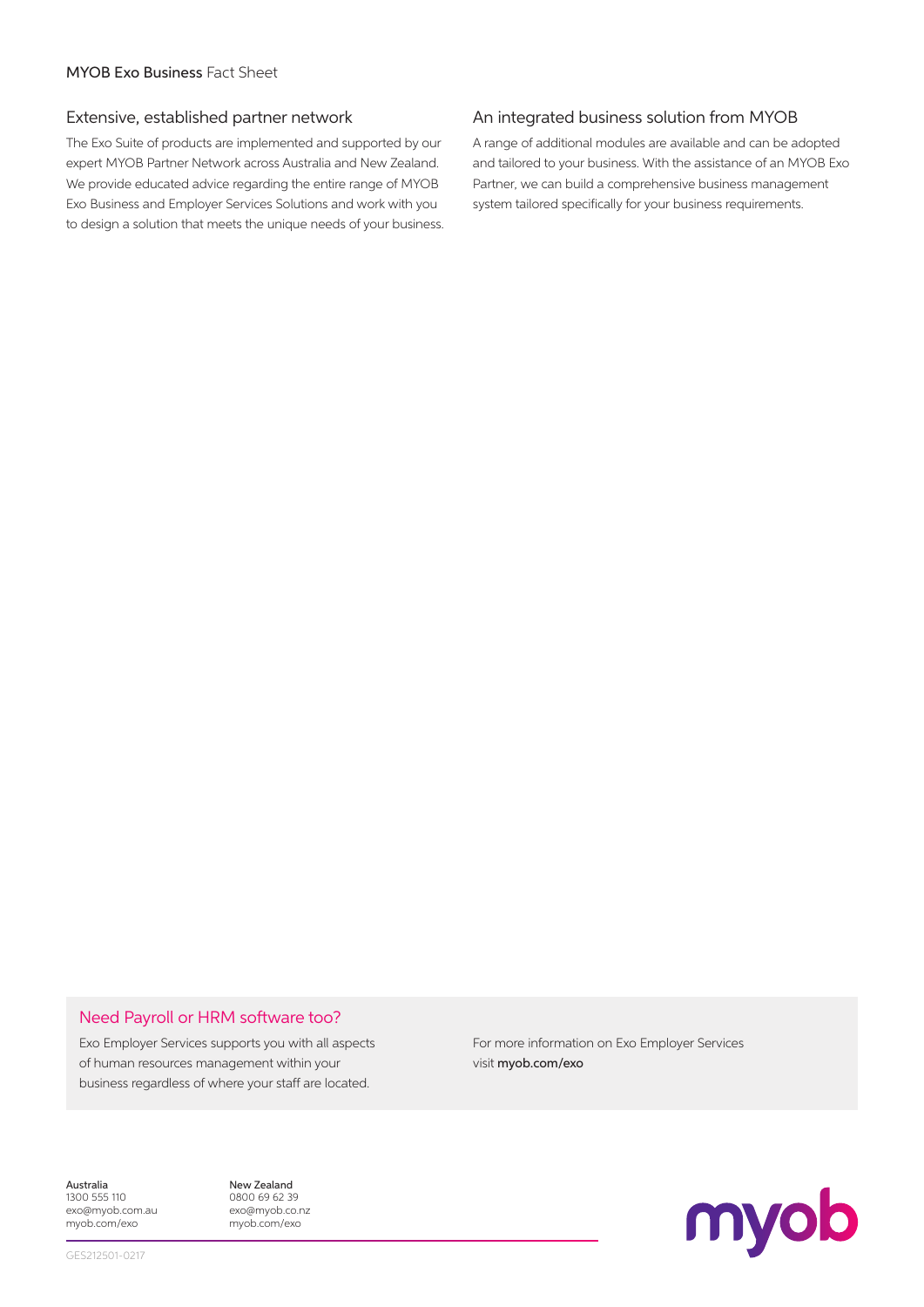## Extensive, established partner network

The Exo Suite of products are implemented and supported by our expert MYOB Partner Network across Australia and New Zealand. We provide educated advice regarding the entire range of MYOB Exo Business and Employer Services Solutions and work with you to design a solution that meets the unique needs of your business.

## An integrated business solution from MYOB

A range of additional modules are available and can be adopted and tailored to your business. With the assistance of an MYOB Exo Partner, we can build a comprehensive business management system tailored specifically for your business requirements.

## Need Payroll or HRM software too?

Exo Employer Services supports you with all aspects of human resources management within your business regardless of where your staff are located.

For more information on Exo Employer Services visit **myob.com/exo**

**Australia**
1300 555 110
exo@myob.com.au
myob.com/exo

**New Zealand**
0800 69 62 39
exo@myob.co.nz
myob.com/exo

GES212501-0217